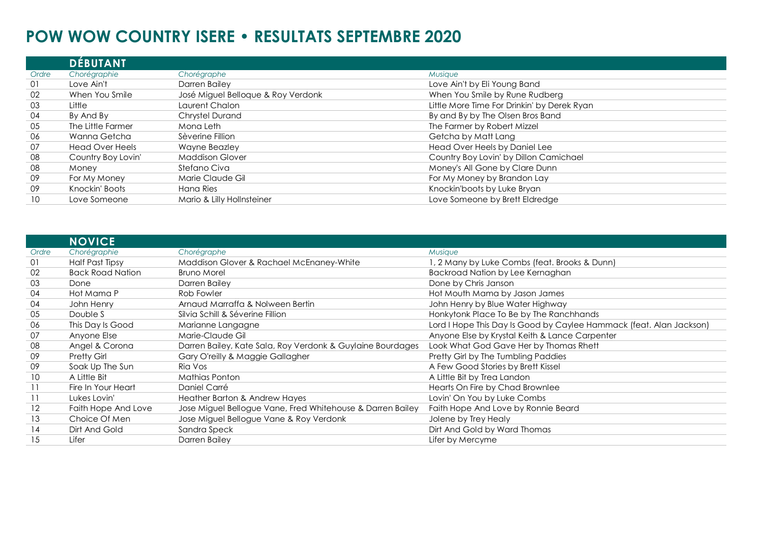# POW WOW COUNTRY ISERE • RESULTATS SEPTEMBRE 2020

## DÉBUTANT

| *Ordre* | *Chorégraphie* | *Chorégraphe* | *Musique* |
|---|---|---|---|
| 01 | Love Ain't | Darren Bailey | Love Ain't by Eli Young Band |
| 02 | When You Smile | José Miguel Belloque & Roy Verdonk | When You Smile by Rune Rudberg |
| 03 | Little | Laurent Chalon | Little More Time For Drinkin' by Derek Ryan |
| 04 | By And By | Chrystel Durand | By and By by The Olsen Bros Band |
| 05 | The Little Farmer | Mona Leth | The Farmer by Robert Mizzel |
| 06 | Wanna Getcha | Sèverine Fillion | Getcha by Matt Lang |
| 07 | Head Over Heels | Wayne Beazley | Head Over Heels by Daniel Lee |
| 08 | Country Boy Lovin' | Maddison Glover | Country Boy Lovin' by Dillon Camichael |
| 08 | Money | Stefano Civa | Money's All Gone by Clare Dunn |
| 09 | For My Money | Marie Claude Gil | For My Money by Brandon Lay |
| 09 | Knockin' Boots | Hana Ries | Knockin'boots by Luke Bryan |
| 10 | Love Someone | Mario & Lilly Hollnsteiner | Love Someone by Brett Eldredge |

## NOVICE

| *Ordre* | *Chorégraphie* | *Chorégraphe* | *Musique* |
|---|---|---|---|
| 01 | Half Past Tipsy | Maddison Glover & Rachael McEnaney-White | 1, 2 Many by Luke Combs (feat. Brooks & Dunn) |
| 02 | Back Road Nation | Bruno Morel | Backroad Nation by Lee Kernaghan |
| 03 | Done | Darren Bailey | Done by Chris Janson |
| 04 | Hot Mama P | Rob Fowler | Hot Mouth Mama by Jason James |
| 04 | John Henry | Arnaud Marraffa & Nolween Bertin | John Henry by Blue Water Highway |
| 05 | Double S | Silvia Schill & Séverine Fillion | Honkytonk Place To Be by The Ranchhands |
| 06 | This Day Is Good | Marianne Langagne | Lord I Hope This Day Is Good by Caylee Hammack (feat. Alan Jackson) |
| 07 | Anyone Else | Marie-Claude Gil | Anyone Else by Krystal Keith & Lance Carpenter |
| 08 | Angel & Corona | Darren Bailey, Kate Sala, Roy Verdonk & Guylaine Bourdages | Look What God Gave Her by Thomas Rhett |
| 09 | Pretty Girl | Gary O'reilly & Maggie Gallagher | Pretty Girl by The Tumbling Paddies |
| 09 | Soak Up The Sun | Ria Vos | A Few Good Stories by Brett Kissel |
| 10 | A Little Bit | Mathias Ponton | A Little Bit by Trea Landon |
| 11 | Fire In Your Heart | Daniel Carré | Hearts On Fire by Chad Brownlee |
| 11 | Lukes Lovin' | Heather Barton & Andrew Hayes | Lovin' On You by Luke Combs |
| 12 | Faith Hope And Love | Jose Miguel Bellogue Vane, Fred Whitehouse & Darren Bailey | Faith Hope And Love by Ronnie Beard |
| 13 | Choice Of Men | Jose Miguel Bellogue Vane & Roy Verdonk | Jolene by Trey Healy |
| 14 | Dirt And Gold | Sandra Speck | Dirt And Gold by Ward Thomas |
| 15 | Lifer | Darren Bailey | Lifer by Mercyme |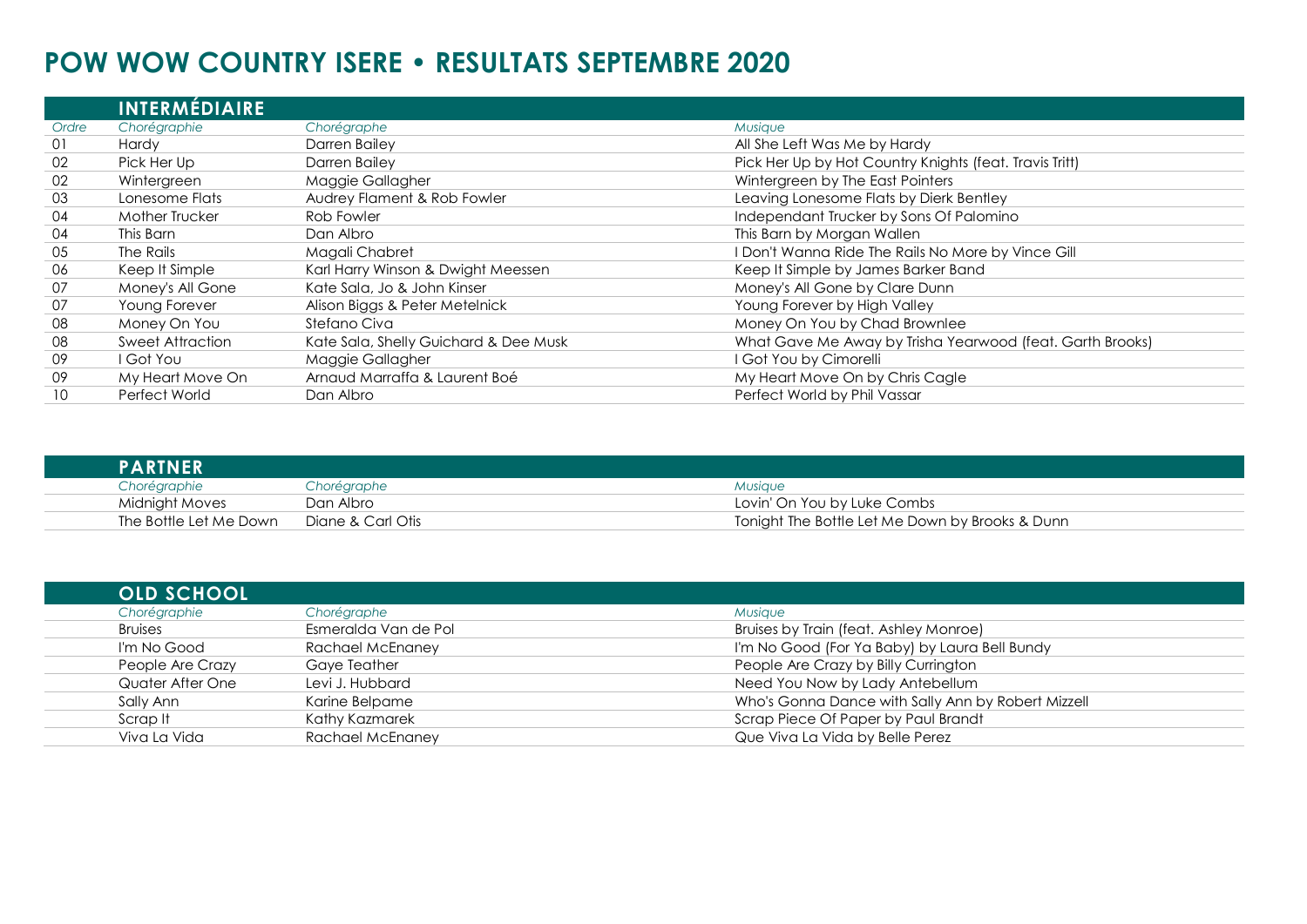# POW WOW COUNTRY ISERE • RESULTATS SEPTEMBRE 2020

## INTERMÉDIAIRE

| *Ordre* | *Chorégraphie* | *Chorégraphe* | *Musique* |
|---|---|---|---|
| 01 | Hardy | Darren Bailey | All She Left Was Me by Hardy |
| 02 | Pick Her Up | Darren Bailey | Pick Her Up by Hot Country Knights (feat. Travis Tritt) |
| 02 | Wintergreen | Maggie Gallagher | Wintergreen by The East Pointers |
| 03 | Lonesome Flats | Audrey Flament & Rob Fowler | Leaving Lonesome Flats by Dierk Bentley |
| 04 | Mother Trucker | Rob Fowler | Independant Trucker by Sons Of Palomino |
| 04 | This Barn | Dan Albro | This Barn by Morgan Wallen |
| 05 | The Rails | Magali Chabret | I Don't Wanna Ride The Rails No More by Vince Gill |
| 06 | Keep It Simple | Karl Harry Winson & Dwight Meessen | Keep It Simple by James Barker Band |
| 07 | Money's All Gone | Kate Sala, Jo & John Kinser | Money's All Gone by Clare Dunn |
| 07 | Young Forever | Alison Biggs & Peter Metelnick | Young Forever by High Valley |
| 08 | Money On You | Stefano Civa | Money On You by Chad Brownlee |
| 08 | Sweet Attraction | Kate Sala, Shelly Guichard & Dee Musk | What Gave Me Away by Trisha Yearwood (feat. Garth Brooks) |
| 09 | I Got You | Maggie Gallagher | I Got You by Cimorelli |
| 09 | My Heart Move On | Arnaud Marraffa & Laurent Boé | My Heart Move On by Chris Cagle |
| 10 | Perfect World | Dan Albro | Perfect World by Phil Vassar |

## PARTNER

| *Chorégraphie* | *Chorégraphe* | *Musique* |
|---|---|---|
| Midnight Moves | Dan Albro | Lovin' On You by Luke Combs |
| The Bottle Let Me Down | Diane & Carl Otis | Tonight The Bottle Let Me Down by Brooks & Dunn |

## OLD SCHOOL

| *Chorégraphie* | *Chorégraphe* | *Musique* |
|---|---|---|
| Bruises | Esmeralda Van de Pol | Bruises by Train (feat. Ashley Monroe) |
| I'm No Good | Rachael McEnaney | I'm No Good (For Ya Baby) by Laura Bell Bundy |
| People Are Crazy | Gaye Teather | People Are Crazy by Billy Currington |
| Quater After One | Levi J. Hubbard | Need You Now by Lady Antebellum |
| Sally Ann | Karine Belpame | Who's Gonna Dance with Sally Ann by Robert Mizzell |
| Scrap It | Kathy Kazmarek | Scrap Piece Of Paper by Paul Brandt |
| Viva La Vida | Rachael McEnaney | Que Viva La Vida by Belle Perez |